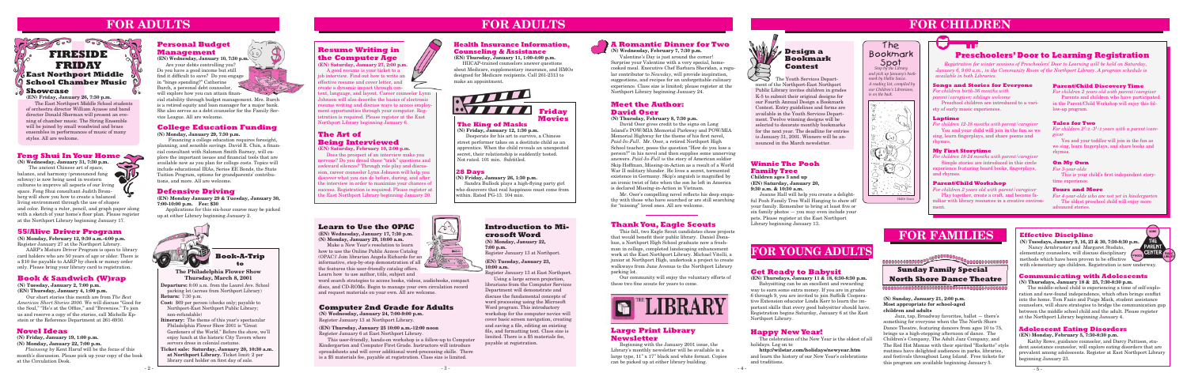# FOR ADULTS

## FIRESIDE FRIDAY

### East Northport Middle School Chamber Music Showcase

**(EN) Friday, January 26, 7:30 p.m.**

The East Northport Middle School students of orchestra director William Ayasse and band director Donald Sherman will present an evening of chamber music. The String Ensemble will be joined by small woodwind and brass ensembles in performances of music of many styles. All are welcome.

## Feng Shui In Your Home

**(N) Wednesday, January 31, 7:30 p.m.**

The ancient Chinese art of space, balance, and harmony (pronounced fung schway) is now being used in western cultures to improve all aspects of our living space. Feng Shui consultant Judith Bromberg will show you how to create a balanced living environment through the use of shapes and color. Bring a ruler, pencil, and graph paper along with a sketch of your home's floor plan. Please register at the Northport Library beginning January 17.

## 55/Alive Driver Program

**(N) Monday, February 12, 9:30 a.m.-4:00 p.m.**

Register January 27 at the Northport Library.

AARP's Mature Driver Program is open to library card holders who are 50 years of age or older. There is a $10 fee payable to AARP by check or money order only. Please bring your library card to registration.

## Book & Sandwich (W)rap

**(N) Tuesday, January 2, 7:00 p.m.**
**(EN) Tuesday, January 4, 1:00 p.m.**

Our short stories this month are from *The Best American Short Stories 2000*. We will discuss "Good for the Soul," "He's at the Office," and "Brownies." To join us and reserve a copy of the stories, call Michelle Epstein or the Reference Department at 261-6930.

## Novel Ideas

**(N) Friday, January 19, 1:00 p.m.**
**(N) Monday, January 22, 7:00 p.m.**

*Plainsong* by Kent Haruf will be the focus of this month's discussion. Please pick up your copy of the book at the Circulation Desk.

## Personal Budget Management

**(EN) Wednesday, January 10, 7:30 p.m.**

Are your debts controlling you? Do you have a good income but still find it difficult to save? Do you engage in "binge spending?" Catherine Burch, a personal debt counselor, will explore how you can attain financial stability through budget management. Mrs. Burch is a retired equity and loan manager for a major bank. She also serves as a debt counselor for the Family Service League. All are welcome.

## College Education Funding

**(N) Monday, January 29, 7:30 p.m.**

Financing a college education requires foresight, planning, and sensible savings. David R. Chin, a financial consultant with Salomon Smith Barney, will explore the important issues and financial tools that are available now as you plan for college costs. Topics will include educational IRAs, Series EE Bonds, the State Tuition Program, options for grandparents' contributions, and more. All are welcome.

## Defensive Driving

**(EN) Monday January 29 & Tuesday, January 30, 7:00-10:00 p.m. Fee: $30**

Applications for this six-hour course may be picked up at either Library beginning January 2.

## Book-A-Trip to

**The Philadelphia Flower Show**
**Thursday, March 8, 2001**

**Departure:** 8:00 a.m. from the Laurel Ave. School parking lot (across from Northport Library)

**Return:** 7:30 p.m.

**Cost:** $69 per person (checks only; payable to Northport-East Northport Public Library; non-refundable)

**Itinerary:** The theme of this year's spectacular Philadelphia Flower Show 2001 is "Great Gardeners of the World." Before the show, we'll enjoy lunch at the historic City Tavern where servers dress in colonial costume.

**Ticket sale: Saturday, January 20, 10:30 a.m. at Northport Library.** Ticket limit: 2 per library card holder on first day of sale.

## Resume Writing in the Computer Age

**(N) Saturday, January 27, 2:00 p.m.**

A good resume is your ticket to a job interview. Find out how to write an effective resume and cover letter, and create a dynamic impact through content, language, and layout. Career counselor Lynn Johnson will also describe the basics of electronic resume writing and discuss ways to access employment opportunities through your computer. Registration is required. Please register at the East Northport Library beginning January 6.

## The Art of Being Interviewed

**(EN) Saturday, February 10, 2:00 p.m.**

Does the prospect of an interview make you nervous? Do you dread those "trick" questions and awkward silences? Through role play and discussion, career counselor Lynn Johnson will help you discover what you can do before, during, and after the interview in order to maximize your chances of success. Registration is required. Please register at the East Northport Library beginning January 20.

## Health Insurance Information, Counseling & Assistance

**(EN) Thursday, January 11, 1:00-4:00 p.m.**

HIICAP-trained counselors answer questions about Medicare, supplementary insurance, and HMOs designed for Medicare recipients. Call 261-2313 to make an appointment.

## Friday Movies

### The King of Masks

**(N) Friday, January 12, 1:30 p.m.**

Desperate for his art to survive, a Chinese street performer takes on a destitute child as an apprentice. When the child reveals an unexpected secret, their relationship is suddenly tested. Not rated. 101 min. Subtitled.

### 28 Days

**(N) Friday, January 26, 1:30 p.m.**

Sandra Bullock plays a high-flying party girl who discovers that real happiness must come from within. Rated PG-13. 104 min.

## Learn to Use the OPAC

**(EN) Wednesday, January 17, 7:30 p.m.**
**(N) Monday, January 29, 10:00 a.m.**

Make a New Year's resolution to learn how to use the Online Public Access Catalog (OPAC)! Join librarian Angela Richards for an informative, step-by-step demonstration of all the features this user-friendly catalog offers. Learn how to use author, title, subject and word search strategies to access books, videos, audiobooks, compact discs, and CD-ROMs. Begin to manage your own circulation record and request materials on your own. All are welcome.

## Computer 2nd Grade for Adults

**(N) Wednesday, January 24, 7:00-9:00 p.m.**

Register January 13 at Northport Library.

**(EN) Thursday, January 25 10:00 a.m.-12:00 noon**

Register January 6 at East Northport Library.

This user-friendly, hands-on workshop is a follow-up to Computer Kindergarten and Computer First Grade. Instructors will introduce spreadsheets and will cover additional word-processing skills. There is a $5 materials fee, payable at registration. Class size is limited.

## Introduction to Microsoft Word

**(N) Monday, January 22, 7:00 p.m.**

Register January 13 at Northport.

**(EN) Tuesday, January 23, 10:00 a.m.**

Register January 13 at East Northport.

Using a large screen projection, librarians from the Computer Services Department will demonstrate and discuss the fundamental concepts of word processing using the Microsoft Word program. This introductory workshop for the computer novice will cover basic screen navigation, creating and saving a file, editing an existing file, and formatting text. Class size is limited. There is a $5 materials fee, payable at registration.

## A Romantic Dinner for Two

**(N) Wednesday, February 7, 7:30 p.m.**

Valentine's Day is just around the corner! Surprise your Valentine with a very special, home-cooked meal. Executive Chef Barbara Sheridan, a regular contributor to *Newsday*, will provide inspiration, suggestions, and recipes for an unforgettable culinary experience. Class size is limited; please register at the Northport Library beginning January 24.

## Meet the Author: David Oser

**(N) Thursday, February 8, 7:30 p.m.**

David Oser gives credit to the signs on Long Island's POW/MIA Memorial Parkway and POW/MIA Memorial Highway for the theme of his first novel, *Paid-In-Full*. Mr. Oser, a retired Northport High School teacher, poses the question "How do you lose a person?" in his novel and then supplies some unnerving answers. *Paid-In-Full* is the story of American soldier Skip Hoffman, Missing-in-Action as a result of a World War II military blunder. He lives a secret, tormented existence in Germany. Skip's anguish is magnified by an ironic twist of fate when the son he left in America is declared Missing-in-Action in Vietnam.

Mr. Oser's compelling novel reflects his deep empathy with those who have searched or are still searching for "missing" loved ones. All are welcome.

## Thank You, Eagle Scouts

This fall, two Eagle Scout candidates chose projects that would benefit their public library. Daniel Donahue, a Northport High School graduate now a freshman in college, completed landscaping enhancement work at the East Northport Library. Michael Vitolli, a junior at Northport High, undertook a project to create walkways from June Avenue to the Northport Library parking lot.

Our community will enjoy the voluntary efforts of these two fine scouts for years to come.

## THE LIBRARY

### Large Print Library Newsletter

Beginning with the January 2001 issue, the Library's monthly newsletter will be available in a large type, 11" x 17" black and white format. Copies can be picked up at either library building.

# FOR CHILDREN

## Design a Bookmark Contest

**The Bookmark Spot**
*Stop by the Library and pick up January's bookmark by Hallie Saice. A reading list, compiled by our Children's Librarians, is on the back.*

The Youth Services Department of the Northport-East Northport Public Library invites children in grades K-5 to submit their original designs for our Fourth Annual Design a Bookmark Contest. Entry guidelines and forms are available in the Youth Services Department. Twelve winning designs will be selected to decorate monthly bookmarks for the next year. The deadline for entries is January 31, 2001. Winners will be announced in the March newsletter.

## Winnie The Pooh Family Tree

**Children ages 3 and up**
**(EN) Saturday, January 20, 9:30 a.m. & 10:30 a.m.**

Joanne Hall will help you create a delightful Pooh Family Tree Wall Hanging to show off your family. Remember to bring at least five or six family photos — you may even include your pets. Please register at the East Northport Library beginning January 13.

## Preschoolers' Door to Learning Registration

*Registration for winter sessions of Preschoolers' Door to Learning will be held on Saturday, January 6, 9:00 a.m., in the Community Room of the Northport Library. A program schedule is available in both Libraries.*

### Songs and Stories for Everyone

*For children birth-36 months with parent/caregiver; siblings welcome*

Preschool children are introduced to a variety of early music experiences.

### Laptime

*For children 12-18 months with parent/caregiver*

You and your child will join in the fun as we sing, learn fingerplays, and share poems and rhymes.

### My First Storytime

*For children 18-24 months with parent/caregiver*

Simple stories are introduced in this circle experience featuring board books, fingerplays, and rhymes.

### Parent/Child Workshop

*For children 2 years old with parent/caregiver*

Play together, create a craft, and become familiar with library resources in a creative environment.

### Parent/Child Discovery Time

*For children 2 years old with parent/caregiver*

Parents and children who have participated in the Parent/Child Workshop will enjoy this follow-up program.

### Tales for Two

*For children 2½-3½ years with a parent/caregiver*

You and your toddler will join in the fun as we sing, learn fingerplays, and share books and rhymes.

### On My Own

*For 3-year-olds*

This is your child's first independent storytime experience.

### Fours and More

*For 4-year-olds who are not yet in kindergarten*

The oldest preschool child will enjoy more advanced stories.

# FOR FAMILIES

## Sunday Family Special: North Shore Dance Theatre

**(N) Sunday, January 21, 2:00 p.m.**
**Most appropriate for school-aged children and adults**

Jazz, tap, Broadway favorites, ballet — there's something for everyone when the The North Shore Dance Theatre, featuring dancers from ages 10 to 75, brings us a high-stepping afternoon of dance. The Children's Company, The Adult Jazz Company, and The Red Hot Mamas with their spirited "Rockette" style routines have delighted audiences in parks, libraries, and festivals throughout Long Island. Free tickets for this program are available beginning January 5.

## Effective Discipline

**(EN) Tuesdays, January 9, 16, 23 & 30, 7:30-8:30 p.m.**

Nancy Armbruster and Margaret Stoduto, elementary counselors, will discuss disciplinary methods which have been proven to be effective with elementary age children. Registration is now underway.

## Communicating with Adolescents

**(N) Thursdays, January 18 & 25, 7:30-8:30 p.m.**

The middle-school child is experiencing a time of self-exploration and new-found independence, which often brings conflict into the home. Tom Kasin and Paige Mack, student assistance counselors, will share strategies to bridge the communication gap between the middle school child and the adult. Please register at the Northport Library beginning January 4.

## Adolescent Eating Disorders

**(EN) Monday, February 5, 7:30-8:30 p.m.**

Kathy Rowe, guidance counselor, and Darcy Pattison, student assistance counselor, will explore eating disorders that are prevalent among adolescents. Register at East Northport Library beginning January 23.

# FOR YOUNG ADULTS

## Get Ready to Babysit

**(EN) Thursdays, January 11 & 18, 6:30-8:30 p.m.**

Babysitting can be an excellent and rewarding way to earn some extra money. If you are in grades 6 through 9, you are invited to join Suffolk Cooperative Extension educator Linda Kerr to learn the important skills that every good babysitter should have. Registration begins Saturday, January 6 at the East Northport Library.

## Happy New Year!

The celebration of the New Year is the oldest of all holidays. Log on to

**http://wilstar.com/holidays/newyear.htm**

and learn the history of our New Year's celebrations and traditions.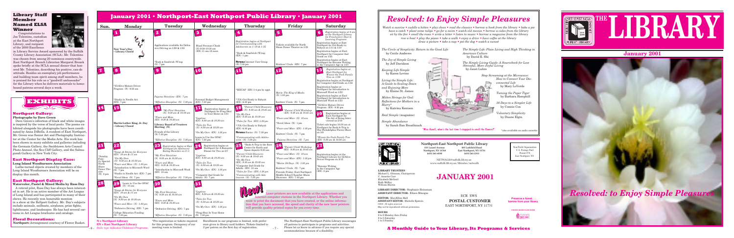## Library Staff Member Named ELSA Winner

Congratulations to Joe Tolentino, custodian at the East Northport Library, and recipient of the 2000 Excellence in Library Service Award sponsored by the Suffolk County Library Association (SCLA). Mr. Tolentino was chosen from among 20 nominees countywide. East Northport Branch Librarian Margaret Brozek spoke briefly at the SCLA annual dinner that honored Mr. Tolentino, describing his positive, can-do attitude. Besides an exemplary job performance and building team spirit among staff members, he is praised for his role as a "goodwill ambassador" for the Library when he delivers materials to homebound patrons several days a week.

## EXHIBITS

### Northport Gallery:
**Photographs by Dave Green**

Dave Green's collection of black and white images is inspired by the verse of local poets. The poems exhibited alongside his photographs have been coordinated by Anna DiBella. A resident of East Northport, Mr. Green was Senior Art and Photography Instructor at the Center for the Media Arts. His work has been shown in many exhibits and galleries including the Germain Gallery, the Smithtown Arts Council Photo Annual, the Sea Cliff Gallery, and the Salmagundi Gallery in New York City.

### East Northport Display Case:
**Long Island Woodturners Association**

Lathe-turned objects created by members of the Long Island Woodturners Association will be on display this month.

### East Northport Gallery:
**Watercolor, Pastel & Mixed Media by Russ Day**

A retired pilot, Russ Day has always been interested in art. He is an active member of the Art League of Long Island and has participated in many of their shows. He recently won honorable mention in a show at the Bellport Gallery. Mr. Day's subjects include animals, sailboats, airplanes, prize fights, lighthouses, and landscapes. He has had several cartoons in Art League brochures and catalogs.

### Floral Decorations:
**Northport:** Arrangement courtesy of Flower Basket.

# January 2001 • Northport-East Northport Public Library • January 2001

| Sun. | Monday | Tuesday | Wednesday | Thursday | Friday | Saturday |
|---|---|---|---|---|---|---|
| | **1** New Year's Day – Library Closed | **2** Applications available for Defensive Driving on 1/29 & 1/30<br>*Book & Sandwich Wrap (N) 7 pm | **3** Blood Pressure Check (N) 9:30-10:30 am (EN) 11 am-12 noon | **4** *Registration begins at Northport for Communicating with Adolescents on 1/18 & 1/25*<br>*Book & Sandwich Wrap (EN) 1 pm<br>**Netwalk** Internet User Group (N) 7:30 pm | **5** Tickets available for North Shore Dance Theater on 1/21<br>Knitters' Circle (EN) 7 pm | **6** *Registration begins at 9 am at the Northport Library for Preschoolers' Door to Learning Programs*<br>Registration begins at East Northport for Get Ready to Babysit on 1/11 & 1/18<br>Registration begins at East Northport for Computer 2nd Grade on 1/25<br>Registration begins at East Northport for Resume Writing in the Computer Age on 1/27 |
| **7** | **8** *55/Alive Mature Driver Program (N) 9:30 am<br>*Studio in Needle Art (EN) 7 pm | **9** *Pajama Storytime (EN) 7 pm<br>*Effective Discipline (N) 7:30 pm | **10** Personal Budget Management (EN) 7:30 pm | **11** *HICAP (EN) 1-4 pm by appt.<br>*VIA: Get Ready to Babysit (EN) 6:30 pm | **12** *Movie: The King of Masks* (N) 1:30 pm<br>Knitters' Circle (N) 7 pm | **13** *Registration begins at East Northport for Winnie the Pooh Family Tree on 1/20*<br>Registration begins at Northport for Get Organized Grade on 1/24<br>Registration begins at Northport for Introduction to Microsoft Word on 1/22<br>Registration begins at East Northport for Introduction to Microsoft Word on 1/22<br>*55/Alive Mature Driver Program (EN) 9:30 am |
| **14** | **15** Martin Luther King, Jr. Day – Library Closed | **16** *My First Storytime (N) 9:30 am & 10:30 am<br>*Fours and More (EN) 9:30 & 10:30 am<br>**Library Board of Trustees Meeting (N)**<br>Friends of the Library (N) 7:30 pm<br>*Effective Discipline (N) 7:30 pm | **17** Registration begins at Northport for Feng Shui in Your Home on 1/31<br>*Laptime (EN) 9:30 am & 10:30 am<br>*Tales for Two (N) 9:30 am & 10:30 am<br>*On My Own (EN) 1:30 pm<br>Learn to Use the OPAC (EN) 7:30 pm | **18** *Parent/Child Discovery (N) 9:30 am & 10:45 am<br>*On My Own (EN) 9:30 am & 10:30 am<br>*Tales for Two (EN) 1:30 pm<br>*VIA: Get Ready to Babysit (EN) 6:30 pm<br>**Netwalk** Basics (N) 7:30 pm<br>*Communicating with Adolescents (N) 7:30 pm | **19** *Parent/Child Workshop (EN) 9:30 am & 10:45 am<br>*Fours and More (N) 10 am<br>*Novel Ideas (N) 1 pm<br>*Fours and More (EN) 1:30 pm<br>Knitters' Circle (EN) 7 pm<br>*Pajama Storytime (N) 7 pm | **20** Registration begins at East Northport for The Art of Being Interviewed on 2/10<br>Ticket sale begins 10:30 am at Northport for Book-A-Trip to The Philadelphia Flower Show on 3/8<br>*Winnie the Pooh Family Tree (EN) 9:30 am & 10:30 am |
| **21** *Sunday Fun: Especially North Shore Dance Theatre (N) 2 pm | **22** *Songs & Stories for Everyone (EN) 10 am & 11 am<br>*On My Own (N) 9:30 am & 10:30 am<br>*Fours and More (N) 1:30 pm<br>*Introduction to Microsoft Word (N) 7 pm<br>*Studio in Needle Art (EN) 7 pm<br>*Novel Ideas (EN) 7 pm | **23** *Registration begins at East Northport for Awkward Eating Disorders on 2/5*<br>*My First Storytime (N) 9:30 am & 10:30 am<br>*Fours and More (EN) 9:30 & 10:30 am<br>*Introduction to Microsoft Word (EN) 10 am<br>*Effective Discipline (N) 7:30 pm | **24** Registration begins at Northport for A Romantic Dinner for Two on 2/7<br>*Laptime (EN) 9:30 am & 10:30 am<br>*Tales for Two (N) 9:30 am & 10:30 am<br>*On My Own (EN) 1:30 pm<br>*Computer 3rd Grade for Adults (N) 7 pm | **25** *Book-A-Trip to the Rose Center for Earth and Space departs 9:30 am<br>*Parent/Child Discovery (N) 9:30 am & 10:45 am<br>*On My Own (EN) 9:30 am & 10:30 am<br>*Computer 2nd Grade for Adults (EN) 10 am<br>*Tales for Two (EN) 1:30 pm<br>*Communicating with Adolescents (N) 7:30 pm | **26** *Parent/Child Workshop (EN) 9:30 am & 10:45 am<br>*Fours and More (N) 10 am<br>*Fours and More (EN) 1:30 pm<br>*Movie: 28 Days (N) 1:30 pm<br>Knitters' Circle (N) 7 pm<br>Fireside Friday: East Northport Middle School Chamber Music Showcase (EN) 7:30 pm | **27** Registration begins at the Northport Library for 55/Alive Drivers Program on 2/12<br>*Resume Writing in the Computer Age (EN) 2 pm |
| **28** | **29** Learn to Use the OPAC (N) 10 am<br>*Songs & Stories for Everyone (EN) 10 am & 11 am<br>*On My Own (N) 9:30 am & 10:30 am<br>*Fours and More (N) 1:30 pm<br>*Defensive Driving (EN) 7 pm<br>College Education Funding (N) 7:30 pm | **30** *My First Storytime (N) 9:30 am & 10:30 am<br>*Fours and More (EN) 9:30 & 10:30 am<br>*Defensive Driving (EN) 7 pm<br>*Effective Discipline (N) 7:30 pm | **31** *Laptime (EN) 9:30 am & 10:30 am<br>*Tales for Two (N) 9:30 am & 10:30 am<br>*On My Own (EN) 1:30 pm<br>*Feng Shui In Your Home (N) 7:30 pm | | | |

**New!** Laser printers are now available at the applications and Internet computer stations in the Northport Library. Whether you want to print the document that you have created, or the online information that you have accessed, the speed and clarity of the new laser printers will provide quality printed copies for you every time.

**N = Northport Library**
**EN = East Northport Library**
*Italic type* indicates Children's Programs.

*Pre-registration or tickets required for this program. Occupancy of our meeting room is limited.

Enrollment in our programs is limited, with preference given to library card holders. Tickets limited to 2 per patron on the first day of registration.

The Northport-East Northport Library encourages all patrons to participate in programs and activities. Please let us know in advance if you require any special accommodations because of a disability.

# *Resolved: to Enjoy Simple Pleasures*

*Watch a sunrise • cuddle a kitten • play chess • read the classics • borrow a book from the library • bake a pie • have a catch • plant some tulips • go for a swim • watch old movies • borrow a video from the library • sit by the fire • smell the roses • write a letter • listen to music • borrow a magazine from the library • row a boat • play the piano • take a walk • enjoy a drive • have coffee at the library • draw a picture • take a nap • pet the dog • watch a sunset*

*The Circle of Simplicity: Return to the Good Life* by Cecile Andrews

*The Joy of Simple Living* by Jeff Davidson

*Keeping Life Simple* by Karen Levine

*Living the Simple Life: A Guide to Scaling Down and Enjoying More* by Elaine St. James

*Mitten Strings for God: Reflections for Mothers in a Hurry** by Katrina Kenison

*Real Simple* (magazine)

*Simple Abundance* by Sarah Ban Breathnach

*The Simple Life: Plain Living and High Thinking in American Culture* by David E. Shi

*The Simple Living Guide: A Sourcebook for Less Stressful, More Joyful Living* by Janet Luhrs

*Stop Screaming at the Microwave: How to Connect Your Disconnected Life* by Mary LoVerde

*Taming the Paper Tiger* by Barbara Hemphill

*30 Days to a Simpler Life* by Connie Cox

*Voluntary Simplicity* by Duane Elgin

"Miss Knoll, when's the last time I stopped to smell the flowers?"

*also available on audio cassette

**Northport-East Northport Public Library**
151 Laurel Avenue, Northport, NY 11768, (631) 261-6930
185 Larkfield Road, East Northport, NY 11731, (631) 261-2313

NETWALK@suffolk.lib.ny.us
www.suffolk.lib.ny.us/libraries/netwalk

# JANUARY 2001

**LIBRARY TRUSTEES**
Michael L. Glennan, Chairperson
C. Annette Carr
Elizabeth McGrail
Ruth Miller
William Martin

**LIBRARY DIRECTOR:** Stephanie Heineman
**ASSISTANT DIRECTOR:** Eileen Minogue

**EDITOR:** MaryEllen Mall
**ASSISTANT EDITOR:** Michelle Epstein
©2001. All rights reserved.
May not be reproduced without permission.

**HOURS**
9 to 9 Monday thru Friday
9 to 5 Saturday
1 to 5 Sunday

ECR SWS
**POSTAL CUSTOMER**
EAST NORTHPORT, NY 11731

Non Profit Organization
U.S. Postage Paid
Permit #74
East Northport, NY

Preserve a forest . . . borrow from your library.

# THE LIBRARY

**January 2001**

*Resolved: to Enjoy Simple Pleasures*

**A Monthly Guide to Your Library, Its Programs & Services**